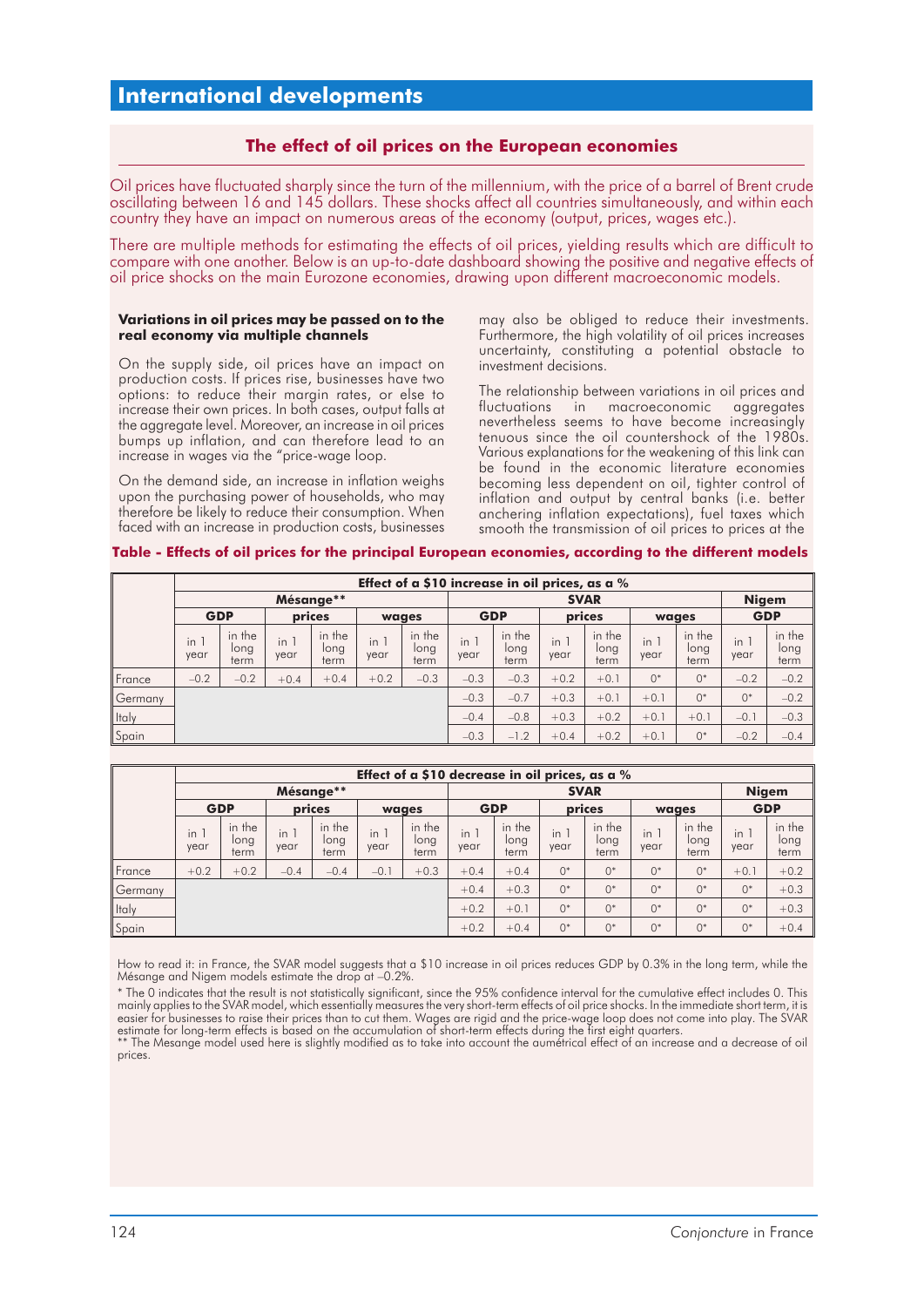# International developments

## The effect of oil prices on the European economies

Oil prices have fluctuated sharply since the turn of the millennium, with the price of a barrel of Brent crude oscillating between 16 and 145 dollars. These shocks affect all countries simultaneously, and within each country they have an impact on numerous areas of the economy (output, prices, wages etc.).

There are multiple methods for estimating the effects of oil prices, yielding results which are difficult to compare with one another. Below is an up-to-date dashboard showing the positive and negative effects of oil price shocks on the main Eurozone economies, drawing upon different macroeconomic models.

**Variations in oil prices may be passed on to the real economy via multiple channels**

On the supply side, oil prices have an impact on production costs. If prices rise, businesses have two options: to reduce their margin rates, or else to increase their own prices. In both cases, output falls at the aggregate level. Moreover, an increase in oil prices bumps up inflation, and can therefore lead to an increase in wages via the "price-wage loop.

On the demand side, an increase in inflation weighs upon the purchasing power of households, who may therefore be likely to reduce their consumption. When faced with an increase in production costs, businesses may also be obliged to reduce their investments. Furthermore, the high volatility of oil prices increases uncertainty, constituting a potential obstacle to investment decisions.

The relationship between variations in oil prices and fluctuations in macroeconomic aggregates nevertheless seems to have become increasingly tenuous since the oil countershock of the 1980s. Various explanations for the weakening of this link can be found in the economic literature economies becoming less dependent on oil, tighter control of inflation and output by central banks (i.e. better anchering inflation expectations), fuel taxes which smooth the transmission of oil prices to prices at the

**Table - Effects of oil prices for the principal European economies, according to the different models**

| | Effect of a $10 increase in oil prices, as a % | | | | | | | | | | | | | |
|---|---|---|---|---|---|---|---|---|---|---|---|---|---|---|
| | Mésange** | | | | | | SVAR | | | | | | Nigem | |
| | GDP | | prices | | wages | | GDP | | prices | | wages | | GDP | |
| | in 1 year | in the long term | in 1 year | in the long term | in 1 year | in the long term | in 1 year | in the long term | in 1 year | in the long term | in 1 year | in the long term | in 1 year | in the long term |
| France | –0.2 | –0.2 | +0.4 | +0.4 | +0.2 | –0.3 | –0.3 | –0.3 | +0.2 | +0.1 | 0* | 0* | –0.2 | –0.2 |
| Germany | | | | | | | –0.3 | –0.7 | +0.3 | +0.1 | +0.1 | 0* | 0* | –0.2 |
| Italy | | | | | | | –0.4 | –0.8 | +0.3 | +0.2 | +0.1 | +0.1 | –0.1 | –0.3 |
| Spain | | | | | | | –0.3 | –1.2 | +0.4 | +0.2 | +0.1 | 0* | –0.2 | –0.4 |

| | Effect of a $10 decrease in oil prices, as a % | | | | | | | | | | | | | |
|---|---|---|---|---|---|---|---|---|---|---|---|---|---|---|
| | Mésange** | | | | | | SVAR | | | | | | Nigem | |
| | GDP | | prices | | wages | | GDP | | prices | | wages | | GDP | |
| | in 1 year | in the long term | in 1 year | in the long term | in 1 year | in the long term | in 1 year | in the long term | in 1 year | in the long term | in 1 year | in the long term | in 1 year | in the long term |
| France | +0.2 | +0.2 | –0.4 | –0.4 | –0.1 | +0.3 | +0.4 | +0.4 | 0* | 0* | 0* | 0* | +0.1 | +0.2 |
| Germany | | | | | | | +0.4 | +0.3 | 0* | 0* | 0* | 0* | 0* | +0.3 |
| Italy | | | | | | | +0.2 | +0.1 | 0* | 0* | 0* | 0* | 0* | +0.3 |
| Spain | | | | | | | +0.2 | +0.4 | 0* | 0* | 0* | 0* | 0* | +0.4 |

How to read it: in France, the SVAR model suggests that a $10 increase in oil prices reduces GDP by 0.3% in the long term, while the Mésange and Nigem models estimate the drop at –0.2%.

\* The 0 indicates that the result is not statistically significant, since the 95% confidence interval for the cumulative effect includes 0. This mainly applies to the SVAR model, which essentially measures the very short-term effects of oil price shocks. In the immediate short term, it is easier for businesses to raise their prices than to cut them. Wages are rigid and the price-wage loop does not come into play. The SVAR estimate for long-term effects is based on the accumulation of short-term effects during the first eight quarters.

\*\* The Mesange model used here is slightly modified as to take into account the auymétrical effect of an increase and a decrease of oil prices.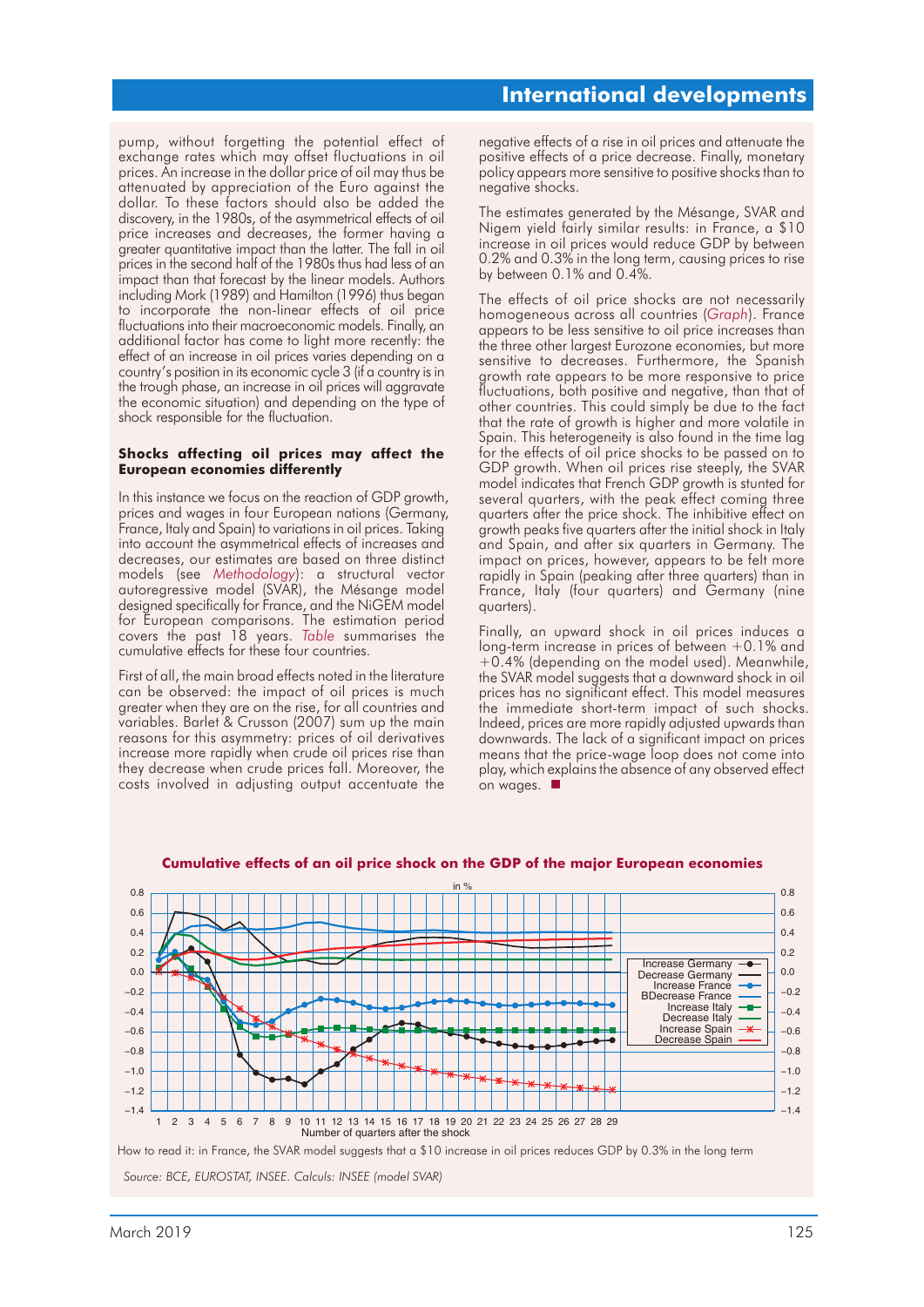pump, without forgetting the potential effect of exchange rates which may offset fluctuations in oil prices. An increase in the dollar price of oil may thus be attenuated by appreciation of the Euro against the dollar. To these factors should also be added the discovery, in the 1980s, of the asymmetrical effects of oil price increases and decreases, the former having a greater quantitative impact than the latter. The fall in oil prices in the second half of the 1980s thus had less of an impact than that forecast by the linear models. Authors including Mork (1989) and Hamilton (1996) thus began to incorporate the non-linear effects of oil price fluctuations into their macroeconomic models. Finally, an additional factor has come to light more recently: the effect of an increase in oil prices varies depending on a country's position in its economic cycle 3 (if a country is in the trough phase, an increase in oil prices will aggravate the economic situation) and depending on the type of shock responsible for the fluctuation.

### Shocks affecting oil prices may affect the European economies differently

In this instance we focus on the reaction of GDP growth, prices and wages in four European nations (Germany, France, Italy and Spain) to variations in oil prices. Taking into account the asymmetrical effects of increases and decreases, our estimates are based on three distinct models (see *Methodology*): a structural vector autoregressive model (SVAR), the Mésange model designed specifically for France, and the NiGEM model for European comparisons. The estimation period covers the past 18 years. *Table* summarises the cumulative effects for these four countries.

First of all, the main broad effects noted in the literature can be observed: the impact of oil prices is much greater when they are on the rise, for all countries and variables. Barlet & Crusson (2007) sum up the main reasons for this asymmetry: prices of oil derivatives increase more rapidly when crude oil prices rise than they decrease when crude prices fall. Moreover, the costs involved in adjusting output accentuate the negative effects of a rise in oil prices and attenuate the positive effects of a price decrease. Finally, monetary policy appears more sensitive to positive shocks than to negative shocks.

The estimates generated by the Mésange, SVAR and Nigem yield fairly similar results: in France, a $10 increase in oil prices would reduce GDP by between 0.2% and 0.3% in the long term, causing prices to rise by between 0.1% and 0.4%.

The effects of oil price shocks are not necessarily homogeneous across all countries (*Graph*). France appears to be less sensitive to oil price increases than the three other largest Eurozone economies, but more sensitive to decreases. Furthermore, the Spanish growth rate appears to be more responsive to price fluctuations, both positive and negative, than that of other countries. This could simply be due to the fact that the rate of growth is higher and more volatile in Spain. This heterogeneity is also found in the time lag for the effects of oil price shocks to be passed on to GDP growth. When oil prices rise steeply, the SVAR model indicates that French GDP growth is stunted for several quarters, with the peak effect coming three quarters after the price shock. The inhibitive effect on growth peaks five quarters after the initial shock in Italy and Spain, and after six quarters in Germany. The impact on prices, however, appears to be felt more rapidly in Spain (peaking after three quarters) than in France, Italy (four quarters) and Germany (nine quarters).

Finally, an upward shock in oil prices induces a long-term increase in prices of between +0.1% and +0.4% (depending on the model used). Meanwhile, the SVAR model suggests that a downward shock in oil prices has no significant effect. This model measures the immediate short-term impact of such shocks. Indeed, prices are more rapidly adjusted upwards than downwards. The lack of a significant impact on prices means that the price-wage loop does not come into play, which explains the absence of any observed effect on wages. ■

**Cumulative effects of an oil price shock on the GDP of the major European economies**

How to read it: in France, the SVAR model suggests that a $10 increase in oil prices reduces GDP by 0.3% in the long term

*Source: BCE, EUROSTAT, INSEE. Calculs: INSEE (model SVAR)*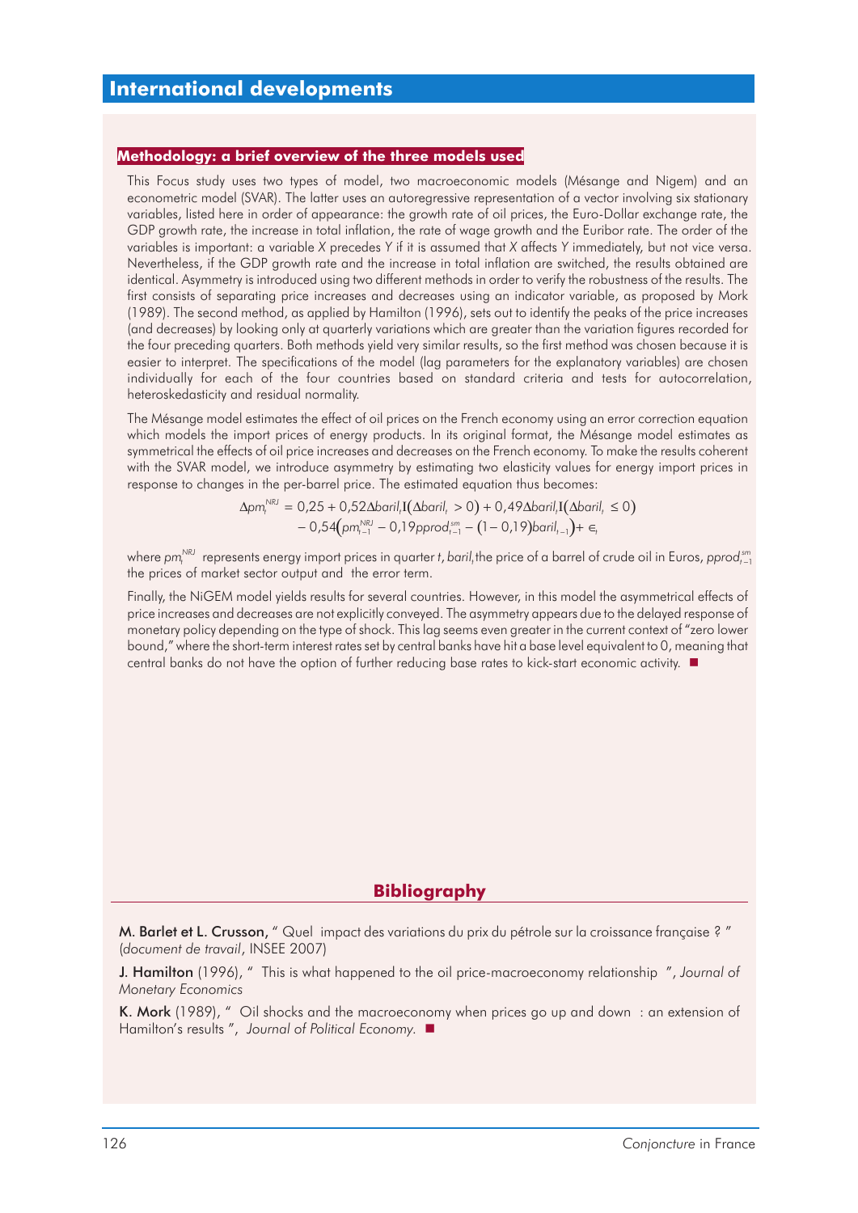## Methodology: a brief overview of the three models used

This Focus study uses two types of model, two macroeconomic models (Mésange and Nigem) and an econometric model (SVAR). The latter uses an autoregressive representation of a vector involving six stationary variables, listed here in order of appearance: the growth rate of oil prices, the Euro-Dollar exchange rate, the GDP growth rate, the increase in total inflation, the rate of wage growth and the Euribor rate. The order of the variables is important: a variable *X* precedes *Y* if it is assumed that *X* affects *Y* immediately, but not vice versa. Nevertheless, if the GDP growth rate and the increase in total inflation are switched, the results obtained are identical. Asymmetry is introduced using two different methods in order to verify the robustness of the results. The first consists of separating price increases and decreases using an indicator variable, as proposed by Mork (1989). The second method, as applied by Hamilton (1996), sets out to identify the peaks of the price increases (and decreases) by looking only at quarterly variations which are greater than the variation figures recorded for the four preceding quarters. Both methods yield very similar results, so the first method was chosen because it is easier to interpret. The specifications of the model (lag parameters for the explanatory variables) are chosen individually for each of the four countries based on standard criteria and tests for autocorrelation, heteroskedasticity and residual normality.

The Mésange model estimates the effect of oil prices on the French economy using an error correction equation which models the import prices of energy products. In its original format, the Mésange model estimates as symmetrical the effects of oil price increases and decreases on the French economy. To make the results coherent with the SVAR model, we introduce asymmetry by estimating two elasticity values for energy import prices in response to changes in the per-barrel price. The estimated equation thus becomes:

$$\Delta pm_t^{NRJ} = 0{,}25 + 0{,}52\Delta baril_t \mathbf{I}(\Delta baril_t > 0) + 0{,}49\Delta baril_t \mathbf{I}(\Delta baril_t \leq 0)$$
$$- 0{,}54\left(pm_{t-1}^{NRJ} - 0{,}19 pprod_{t-1}^{sm} - (1 - 0{,}19) baril_{t-1}\right) + \epsilon_t$$

where $pm_t^{NRJ}$ represents energy import prices in quarter *t*, $baril_t$ the price of a barrel of crude oil in Euros, $pprod_{t-1}^{sm}$ the prices of market sector output and the error term.

Finally, the NiGEM model yields results for several countries. However, in this model the asymmetrical effects of price increases and decreases are not explicitly conveyed. The asymmetry appears due to the delayed response of monetary policy depending on the type of shock. This lag seems even greater in the current context of "zero lower bound," where the short-term interest rates set by central banks have hit a base level equivalent to 0, meaning that central banks do not have the option of further reducing base rates to kick-start economic activity. ■

## Bibliography

**M. Barlet et L. Crusson**, " Quel impact des variations du prix du pétrole sur la croissance française ? " (*document de travail*, INSEE 2007)

**J. Hamilton** (1996), " This is what happened to the oil price-macroeconomy relationship ", *Journal of Monetary Economics*

**K. Mork** (1989), " Oil shocks and the macroeconomy when prices go up and down : an extension of Hamilton's results ", *Journal of Political Economy.* ■